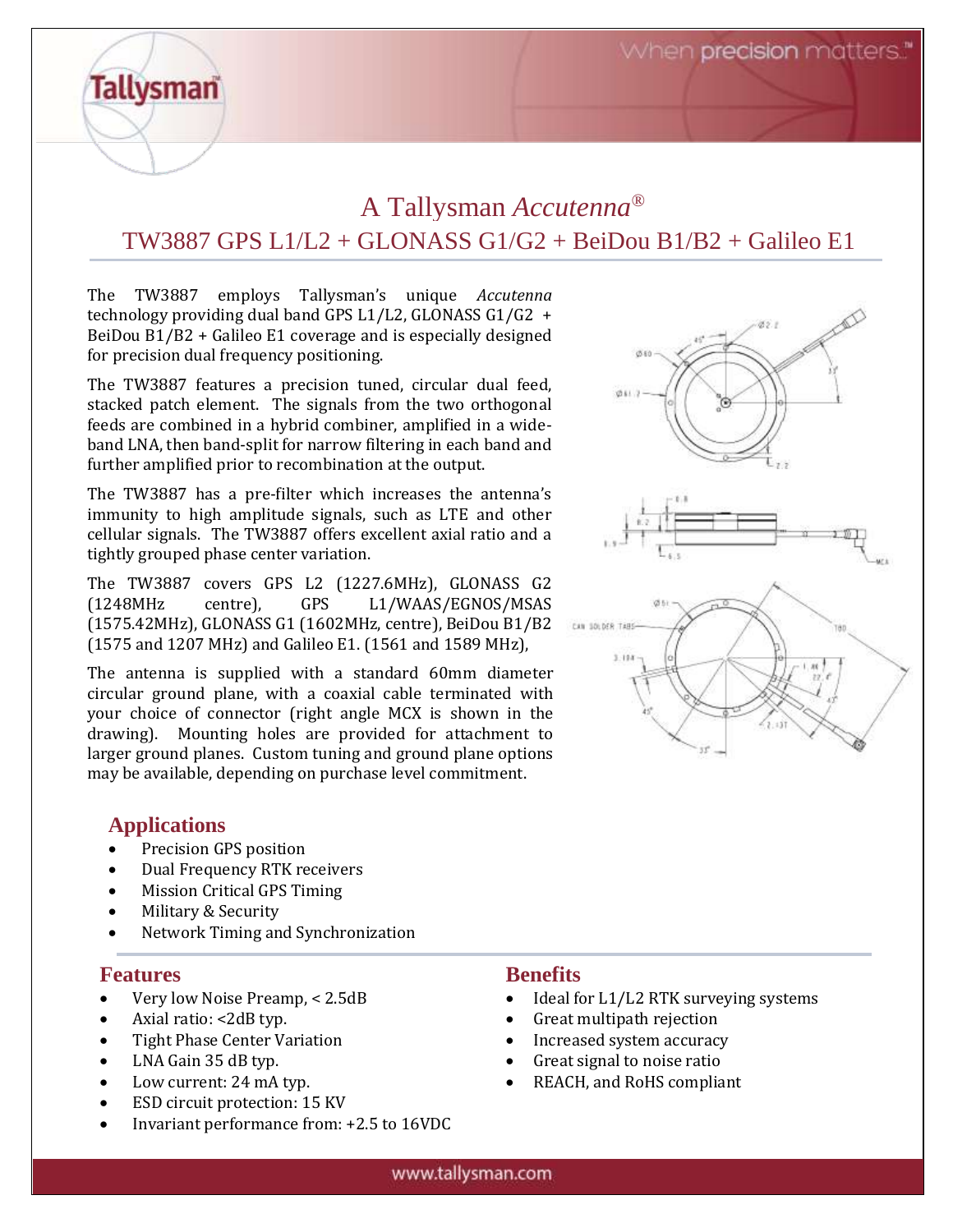# A Tallysman *Accutenna*®

## TW3887 GPS L1/L2 + GLONASS G1/G2 + BeiDou B1/B2 + Galileo E1

The TW3887 employs Tallysman's unique *Accutenna* technology providing dual band GPS L1/L2, GLONASS G1/G2 + BeiDou B1/B2 + Galileo E1 coverage and is especially designed for precision dual frequency positioning.

The TW3887 features a precision tuned, circular dual feed, stacked patch element. The signals from the two orthogonal feeds are combined in a hybrid combiner, amplified in a wide-band LNA, then band-split for narrow filtering in each band and further amplified prior to recombination at the output.

The TW3887 has a pre-filter which increases the antenna's immunity to high amplitude signals, such as LTE and other cellular signals. The TW3887 offers excellent axial ratio and a tightly grouped phase center variation.

The TW3887 covers GPS L2 (1227.6MHz), GLONASS G2 (1248MHz centre), GPS L1/WAAS/EGNOS/MSAS (1575.42MHz), GLONASS G1 (1602MHz, centre), BeiDou B1/B2 (1575 and 1207 MHz) and Galileo E1. (1561 and 1589 MHz),

The antenna is supplied with a standard 60mm diameter circular ground plane, with a coaxial cable terminated with your choice of connector (right angle MCX is shown in the drawing). Mounting holes are provided for attachment to larger ground planes. Custom tuning and ground plane options may be available, depending on purchase level commitment.

## Applications

- Precision GPS position
- Dual Frequency RTK receivers
- Mission Critical GPS Timing
- Military & Security
- Network Timing and Synchronization

## Features

- Very low Noise Preamp, < 2.5dB
- Axial ratio: <2dB typ.
- Tight Phase Center Variation
- LNA Gain 35 dB typ.
- Low current: 24 mA typ.
- ESD circuit protection: 15 KV
- Invariant performance from: +2.5 to 16VDC

## Benefits

- Ideal for L1/L2 RTK surveying systems
- Great multipath rejection
- Increased system accuracy
- Great signal to noise ratio
- REACH, and RoHS compliant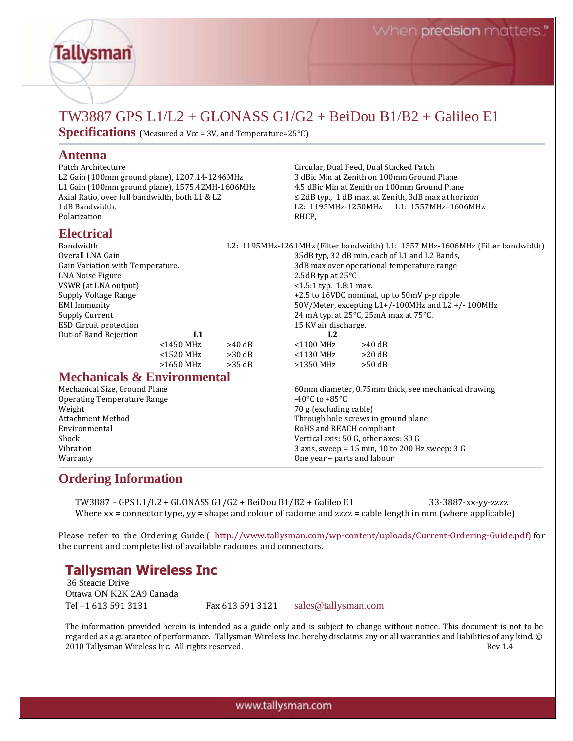TW3887 GPS L1/L2 + GLONASS G1/G2 + BeiDou B1/B2 + Galileo E1

**Specifications** (Measured a Vcc = 3V, and Temperature=25°C)

## Antenna

| | |
|---|---|
| Patch Architecture | Circular, Dual Feed, Dual Stacked Patch |
| L2 Gain (100mm ground plane), 1207.14-1246MHz | 3 dBic Min at Zenith on 100mm Ground Plane |
| L1 Gain (100mm ground plane), 1575.42MH-1606MHz | 4.5 dBic Min at Zenith on 100mm Ground Plane |
| Axial Ratio, over full bandwidth, both L1 & L2 | ≤ 2dB typ., 1 dB max. at Zenith, 3dB max at horizon |
| 1dB Bandwidth, | L2: 1195MHz-1250MHz L1: 1557MHz–1606MHz |
| Polarization | RHCP, |

## Electrical

| | |
|---|---|
| Bandwidth | L2: 1195MHz-1261MHz (Filter bandwidth) L1: 1557 MHz-1606MHz (Filter bandwidth) |
| Overall LNA Gain | 35dB typ, 32 dB min, each of L1 and L2 Bands, |
| Gain Variation with Temperature. | 3dB max over operational temperature range |
| LNA Noise Figure | 2.5dB typ at 25°C |
| VSWR (at LNA output) | <1.5:1 typ. 1.8:1 max. |
| Supply Voltage Range | +2.5 to 16VDC nominal, up to 50mV p-p ripple |
| EMI Immunity | 50V/Meter, excepting L1+/-100MHz and L2 +/- 100MHz |
| Supply Current | 24 mA typ. at 25°C, 25mA max at 75°C. |
| ESD Circuit protection | 15 KV air discharge. |

Out-of-Band Rejection

| L1 | | L2 | |
|---|---|---|---|
| <1450 MHz | >40 dB | <1100 MHz | >40 dB |
| <1520 MHz | >30 dB | <1130 MHz | >20 dB |
| >1650 MHz | >35 dB | >1350 MHz | >50 dB |

## Mechanicals & Environmental

| | |
|---|---|
| Mechanical Size, Ground Plane | 60mm diameter, 0.75mm thick, see mechanical drawing |
| Operating Temperature Range | -40°C to +85°C |
| Weight | 70 g (excluding cable) |
| Attachment Method | Through hole screws in ground plane |
| Environmental | RoHS and REACH compliant |
| Shock | Vertical axis: 50 G, other axes: 30 G |
| Vibration | 3 axis, sweep = 15 min, 10 to 200 Hz sweep: 3 G |
| Warranty | One year – parts and labour |

## Ordering Information

TW3887 – GPS L1/L2 + GLONASS G1/G2 + BeiDou B1/B2 + Galileo E1 33-3887-xx-yy-zzzz
Where xx = connector type, yy = shape and colour of radome and zzzz = cable length in mm (where applicable)

Please refer to the Ordering Guide ( http://www.tallysman.com/wp-content/uploads/Current-Ordering-Guide.pdf) for the current and complete list of available radomes and connectors.

## Tallysman Wireless Inc

36 Steacie Drive
Ottawa ON K2K 2A9 Canada
Tel +1 613 591 3131 Fax 613 591 3121 sales@tallysman.com

The information provided herein is intended as a guide only and is subject to change without notice. This document is not to be regarded as a guarantee of performance. Tallysman Wireless Inc. hereby disclaims any or all warranties and liabilities of any kind. © 2010 Tallysman Wireless Inc. All rights reserved. Rev 1.4